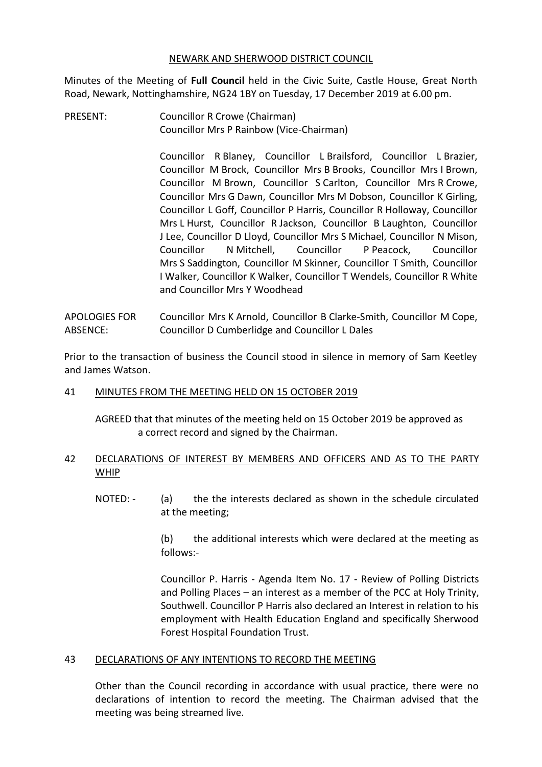NEWARK AND SHERWOOD DISTRICT COUNCIL

Minutes of the Meeting of **Full Council** held in the Civic Suite, Castle House, Great North Road, Newark, Nottinghamshire, NG24 1BY on Tuesday, 17 December 2019 at 6.00 pm.

PRESENT: Councillor R Crowe (Chairman)
Councillor Mrs P Rainbow (Vice-Chairman)

Councillor R Blaney, Councillor L Brailsford, Councillor L Brazier, Councillor M Brock, Councillor Mrs B Brooks, Councillor Mrs I Brown, Councillor M Brown, Councillor S Carlton, Councillor Mrs R Crowe, Councillor Mrs G Dawn, Councillor Mrs M Dobson, Councillor K Girling, Councillor L Goff, Councillor P Harris, Councillor R Holloway, Councillor Mrs L Hurst, Councillor R Jackson, Councillor B Laughton, Councillor J Lee, Councillor D Lloyd, Councillor Mrs S Michael, Councillor N Mison, Councillor N Mitchell, Councillor P Peacock, Councillor Mrs S Saddington, Councillor M Skinner, Councillor T Smith, Councillor I Walker, Councillor K Walker, Councillor T Wendels, Councillor R White and Councillor Mrs Y Woodhead

APOLOGIES FOR ABSENCE: Councillor Mrs K Arnold, Councillor B Clarke-Smith, Councillor M Cope, Councillor D Cumberlidge and Councillor L Dales

Prior to the transaction of business the Council stood in silence in memory of Sam Keetley and James Watson.

## 41 MINUTES FROM THE MEETING HELD ON 15 OCTOBER 2019

AGREED that that minutes of the meeting held on 15 October 2019 be approved as a correct record and signed by the Chairman.

## 42 DECLARATIONS OF INTEREST BY MEMBERS AND OFFICERS AND AS TO THE PARTY WHIP

NOTED: - (a) the the interests declared as shown in the schedule circulated at the meeting;

(b) the additional interests which were declared at the meeting as follows:-

Councillor P. Harris - Agenda Item No. 17 - Review of Polling Districts and Polling Places – an interest as a member of the PCC at Holy Trinity, Southwell. Councillor P Harris also declared an Interest in relation to his employment with Health Education England and specifically Sherwood Forest Hospital Foundation Trust.

## 43 DECLARATIONS OF ANY INTENTIONS TO RECORD THE MEETING

Other than the Council recording in accordance with usual practice, there were no declarations of intention to record the meeting. The Chairman advised that the meeting was being streamed live.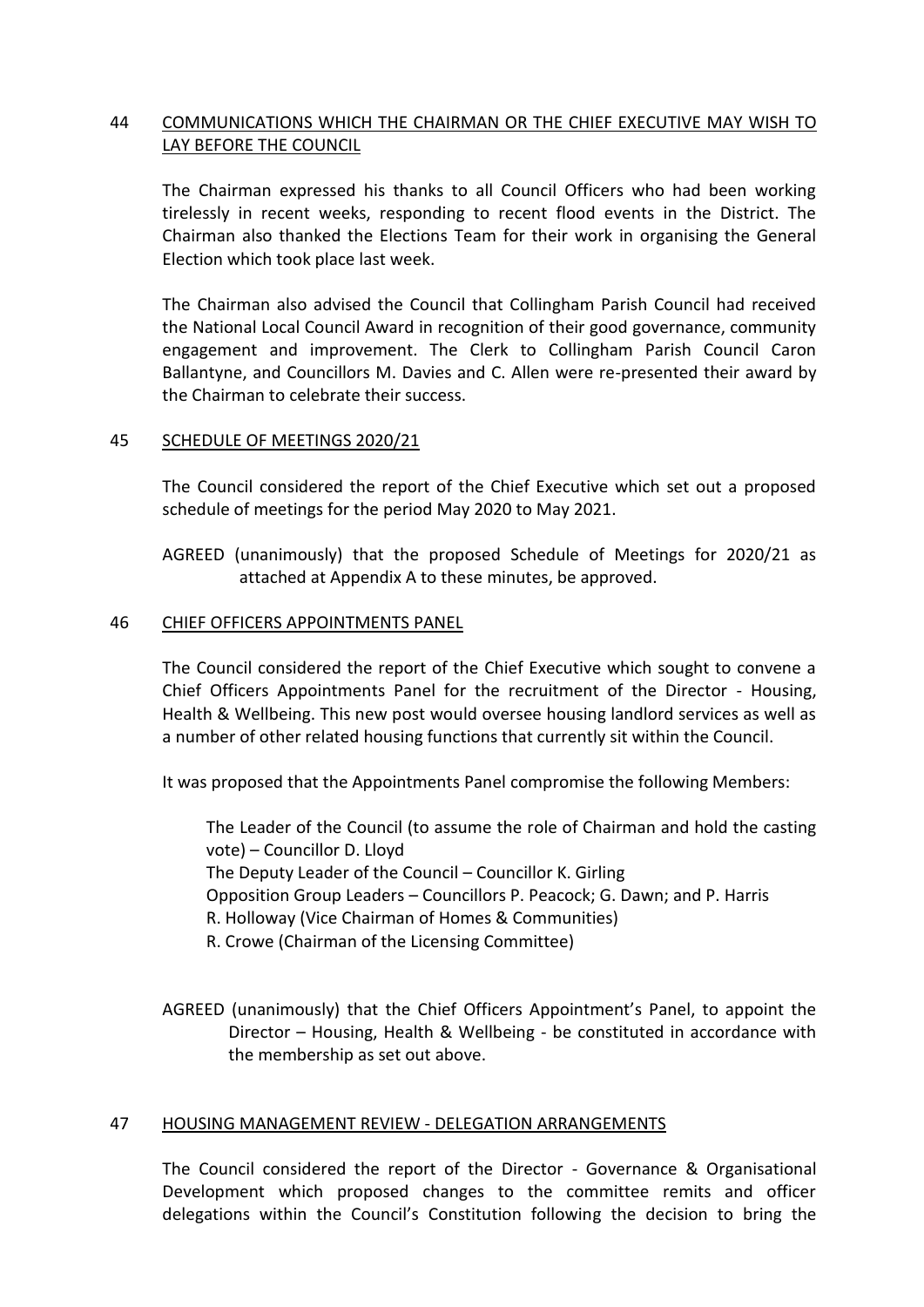## 44 COMMUNICATIONS WHICH THE CHAIRMAN OR THE CHIEF EXECUTIVE MAY WISH TO LAY BEFORE THE COUNCIL

The Chairman expressed his thanks to all Council Officers who had been working tirelessly in recent weeks, responding to recent flood events in the District. The Chairman also thanked the Elections Team for their work in organising the General Election which took place last week.

The Chairman also advised the Council that Collingham Parish Council had received the National Local Council Award in recognition of their good governance, community engagement and improvement. The Clerk to Collingham Parish Council Caron Ballantyne, and Councillors M. Davies and C. Allen were re-presented their award by the Chairman to celebrate their success.

## 45 SCHEDULE OF MEETINGS 2020/21

The Council considered the report of the Chief Executive which set out a proposed schedule of meetings for the period May 2020 to May 2021.

AGREED (unanimously) that the proposed Schedule of Meetings for 2020/21 as attached at Appendix A to these minutes, be approved.

## 46 CHIEF OFFICERS APPOINTMENTS PANEL

The Council considered the report of the Chief Executive which sought to convene a Chief Officers Appointments Panel for the recruitment of the Director - Housing, Health & Wellbeing. This new post would oversee housing landlord services as well as a number of other related housing functions that currently sit within the Council.

It was proposed that the Appointments Panel compromise the following Members:

The Leader of the Council (to assume the role of Chairman and hold the casting vote) – Councillor D. Lloyd
The Deputy Leader of the Council – Councillor K. Girling
Opposition Group Leaders – Councillors P. Peacock; G. Dawn; and P. Harris
R. Holloway (Vice Chairman of Homes & Communities)
R. Crowe (Chairman of the Licensing Committee)

AGREED (unanimously) that the Chief Officers Appointment's Panel, to appoint the Director – Housing, Health & Wellbeing - be constituted in accordance with the membership as set out above.

## 47 HOUSING MANAGEMENT REVIEW - DELEGATION ARRANGEMENTS

The Council considered the report of the Director - Governance & Organisational Development which proposed changes to the committee remits and officer delegations within the Council's Constitution following the decision to bring the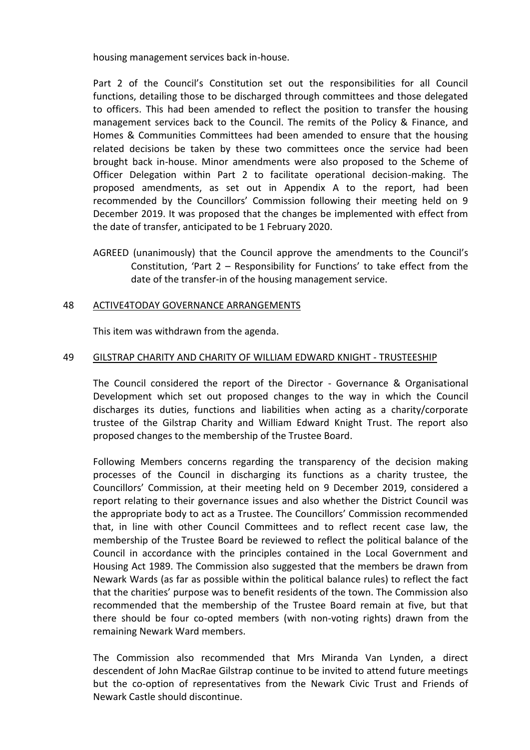housing management services back in-house.

Part 2 of the Council's Constitution set out the responsibilities for all Council functions, detailing those to be discharged through committees and those delegated to officers. This had been amended to reflect the position to transfer the housing management services back to the Council. The remits of the Policy & Finance, and Homes & Communities Committees had been amended to ensure that the housing related decisions be taken by these two committees once the service had been brought back in-house. Minor amendments were also proposed to the Scheme of Officer Delegation within Part 2 to facilitate operational decision-making. The proposed amendments, as set out in Appendix A to the report, had been recommended by the Councillors' Commission following their meeting held on 9 December 2019. It was proposed that the changes be implemented with effect from the date of transfer, anticipated to be 1 February 2020.

AGREED (unanimously) that the Council approve the amendments to the Council's Constitution, 'Part 2 – Responsibility for Functions' to take effect from the date of the transfer-in of the housing management service.

## 48 ACTIVE4TODAY GOVERNANCE ARRANGEMENTS

This item was withdrawn from the agenda.

## 49 GILSTRAP CHARITY AND CHARITY OF WILLIAM EDWARD KNIGHT - TRUSTEESHIP

The Council considered the report of the Director - Governance & Organisational Development which set out proposed changes to the way in which the Council discharges its duties, functions and liabilities when acting as a charity/corporate trustee of the Gilstrap Charity and William Edward Knight Trust. The report also proposed changes to the membership of the Trustee Board.

Following Members concerns regarding the transparency of the decision making processes of the Council in discharging its functions as a charity trustee, the Councillors' Commission, at their meeting held on 9 December 2019, considered a report relating to their governance issues and also whether the District Council was the appropriate body to act as a Trustee. The Councillors' Commission recommended that, in line with other Council Committees and to reflect recent case law, the membership of the Trustee Board be reviewed to reflect the political balance of the Council in accordance with the principles contained in the Local Government and Housing Act 1989. The Commission also suggested that the members be drawn from Newark Wards (as far as possible within the political balance rules) to reflect the fact that the charities' purpose was to benefit residents of the town. The Commission also recommended that the membership of the Trustee Board remain at five, but that there should be four co-opted members (with non-voting rights) drawn from the remaining Newark Ward members.

The Commission also recommended that Mrs Miranda Van Lynden, a direct descendent of John MacRae Gilstrap continue to be invited to attend future meetings but the co-option of representatives from the Newark Civic Trust and Friends of Newark Castle should discontinue.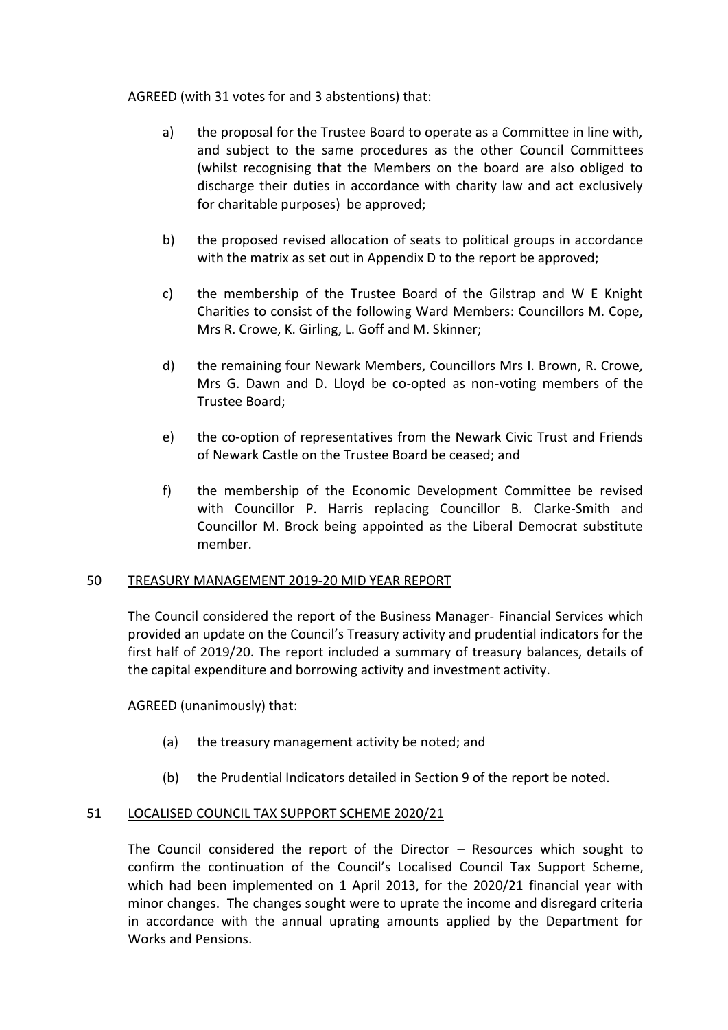AGREED (with 31 votes for and 3 abstentions) that:

a) the proposal for the Trustee Board to operate as a Committee in line with, and subject to the same procedures as the other Council Committees (whilst recognising that the Members on the board are also obliged to discharge their duties in accordance with charity law and act exclusively for charitable purposes) be approved;

b) the proposed revised allocation of seats to political groups in accordance with the matrix as set out in Appendix D to the report be approved;

c) the membership of the Trustee Board of the Gilstrap and W E Knight Charities to consist of the following Ward Members: Councillors M. Cope, Mrs R. Crowe, K. Girling, L. Goff and M. Skinner;

d) the remaining four Newark Members, Councillors Mrs I. Brown, R. Crowe, Mrs G. Dawn and D. Lloyd be co-opted as non-voting members of the Trustee Board;

e) the co-option of representatives from the Newark Civic Trust and Friends of Newark Castle on the Trustee Board be ceased; and

f) the membership of the Economic Development Committee be revised with Councillor P. Harris replacing Councillor B. Clarke-Smith and Councillor M. Brock being appointed as the Liberal Democrat substitute member.

## 50 TREASURY MANAGEMENT 2019-20 MID YEAR REPORT

The Council considered the report of the Business Manager- Financial Services which provided an update on the Council's Treasury activity and prudential indicators for the first half of 2019/20. The report included a summary of treasury balances, details of the capital expenditure and borrowing activity and investment activity.

AGREED (unanimously) that:

(a) the treasury management activity be noted; and

(b) the Prudential Indicators detailed in Section 9 of the report be noted.

## 51 LOCALISED COUNCIL TAX SUPPORT SCHEME 2020/21

The Council considered the report of the Director – Resources which sought to confirm the continuation of the Council's Localised Council Tax Support Scheme, which had been implemented on 1 April 2013, for the 2020/21 financial year with minor changes. The changes sought were to uprate the income and disregard criteria in accordance with the annual uprating amounts applied by the Department for Works and Pensions.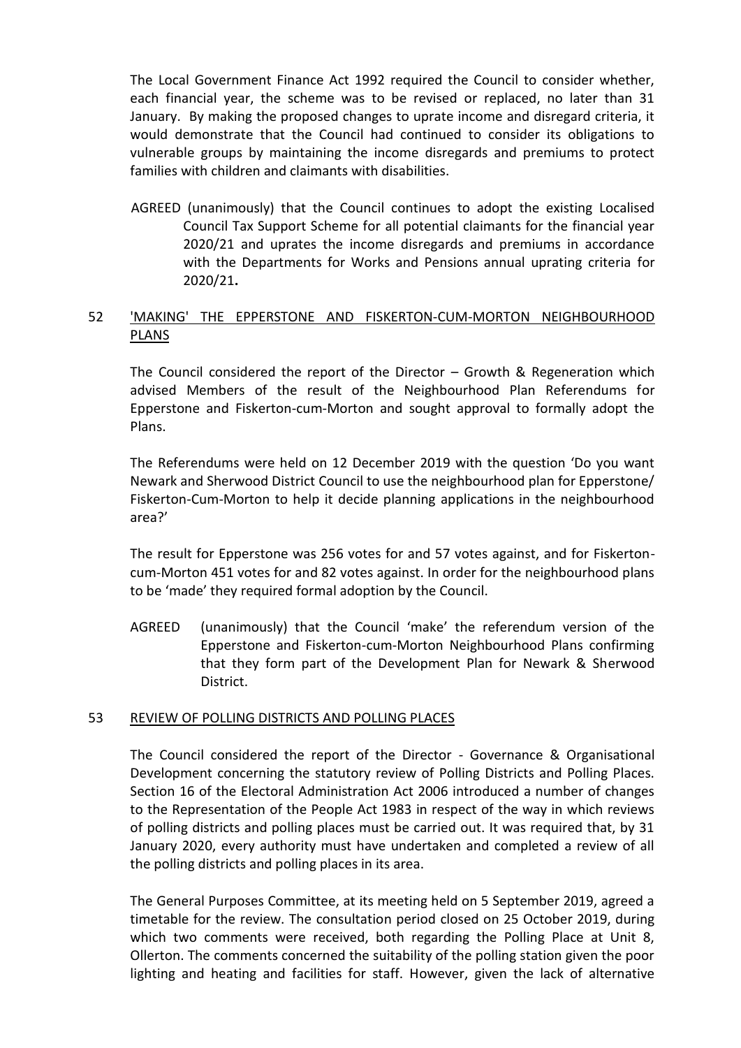The Local Government Finance Act 1992 required the Council to consider whether, each financial year, the scheme was to be revised or replaced, no later than 31 January. By making the proposed changes to uprate income and disregard criteria, it would demonstrate that the Council had continued to consider its obligations to vulnerable groups by maintaining the income disregards and premiums to protect families with children and claimants with disabilities.

AGREED (unanimously) that the Council continues to adopt the existing Localised Council Tax Support Scheme for all potential claimants for the financial year 2020/21 and uprates the income disregards and premiums in accordance with the Departments for Works and Pensions annual uprating criteria for 2020/21**.**

## 52 'MAKING' THE EPPERSTONE AND FISKERTON-CUM-MORTON NEIGHBOURHOOD PLANS

The Council considered the report of the Director – Growth & Regeneration which advised Members of the result of the Neighbourhood Plan Referendums for Epperstone and Fiskerton-cum-Morton and sought approval to formally adopt the Plans.

The Referendums were held on 12 December 2019 with the question 'Do you want Newark and Sherwood District Council to use the neighbourhood plan for Epperstone/ Fiskerton-Cum-Morton to help it decide planning applications in the neighbourhood area?'

The result for Epperstone was 256 votes for and 57 votes against, and for Fiskerton-cum-Morton 451 votes for and 82 votes against. In order for the neighbourhood plans to be 'made' they required formal adoption by the Council.

AGREED (unanimously) that the Council 'make' the referendum version of the Epperstone and Fiskerton-cum-Morton Neighbourhood Plans confirming that they form part of the Development Plan for Newark & Sherwood District.

## 53 REVIEW OF POLLING DISTRICTS AND POLLING PLACES

The Council considered the report of the Director - Governance & Organisational Development concerning the statutory review of Polling Districts and Polling Places. Section 16 of the Electoral Administration Act 2006 introduced a number of changes to the Representation of the People Act 1983 in respect of the way in which reviews of polling districts and polling places must be carried out. It was required that, by 31 January 2020, every authority must have undertaken and completed a review of all the polling districts and polling places in its area.

The General Purposes Committee, at its meeting held on 5 September 2019, agreed a timetable for the review. The consultation period closed on 25 October 2019, during which two comments were received, both regarding the Polling Place at Unit 8, Ollerton. The comments concerned the suitability of the polling station given the poor lighting and heating and facilities for staff. However, given the lack of alternative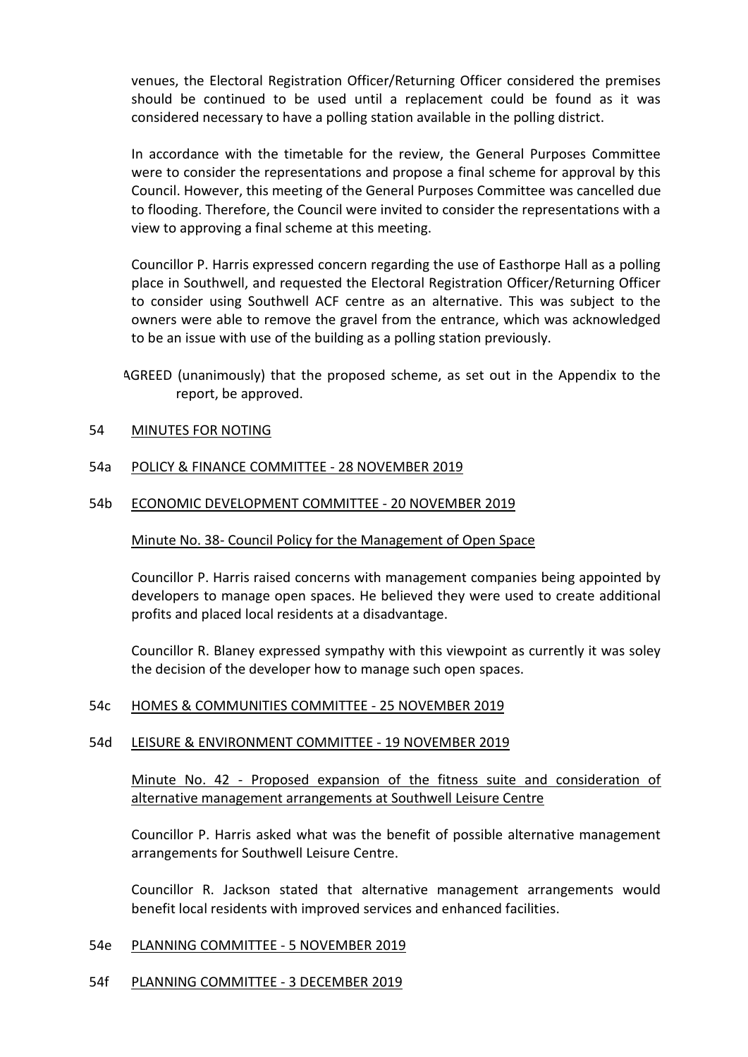venues, the Electoral Registration Officer/Returning Officer considered the premises should be continued to be used until a replacement could be found as it was considered necessary to have a polling station available in the polling district.

In accordance with the timetable for the review, the General Purposes Committee were to consider the representations and propose a final scheme for approval by this Council. However, this meeting of the General Purposes Committee was cancelled due to flooding. Therefore, the Council were invited to consider the representations with a view to approving a final scheme at this meeting.

Councillor P. Harris expressed concern regarding the use of Easthorpe Hall as a polling place in Southwell, and requested the Electoral Registration Officer/Returning Officer to consider using Southwell ACF centre as an alternative. This was subject to the owners were able to remove the gravel from the entrance, which was acknowledged to be an issue with use of the building as a polling station previously.

AGREED (unanimously) that the proposed scheme, as set out in the Appendix to the report, be approved.

54 MINUTES FOR NOTING

54a POLICY & FINANCE COMMITTEE - 28 NOVEMBER 2019

54b ECONOMIC DEVELOPMENT COMMITTEE - 20 NOVEMBER 2019

Minute No. 38- Council Policy for the Management of Open Space

Councillor P. Harris raised concerns with management companies being appointed by developers to manage open spaces. He believed they were used to create additional profits and placed local residents at a disadvantage.

Councillor R. Blaney expressed sympathy with this viewpoint as currently it was soley the decision of the developer how to manage such open spaces.

54c HOMES & COMMUNITIES COMMITTEE - 25 NOVEMBER 2019

54d LEISURE & ENVIRONMENT COMMITTEE - 19 NOVEMBER 2019

Minute No. 42 - Proposed expansion of the fitness suite and consideration of alternative management arrangements at Southwell Leisure Centre

Councillor P. Harris asked what was the benefit of possible alternative management arrangements for Southwell Leisure Centre.

Councillor R. Jackson stated that alternative management arrangements would benefit local residents with improved services and enhanced facilities.

54e PLANNING COMMITTEE - 5 NOVEMBER 2019

54f PLANNING COMMITTEE - 3 DECEMBER 2019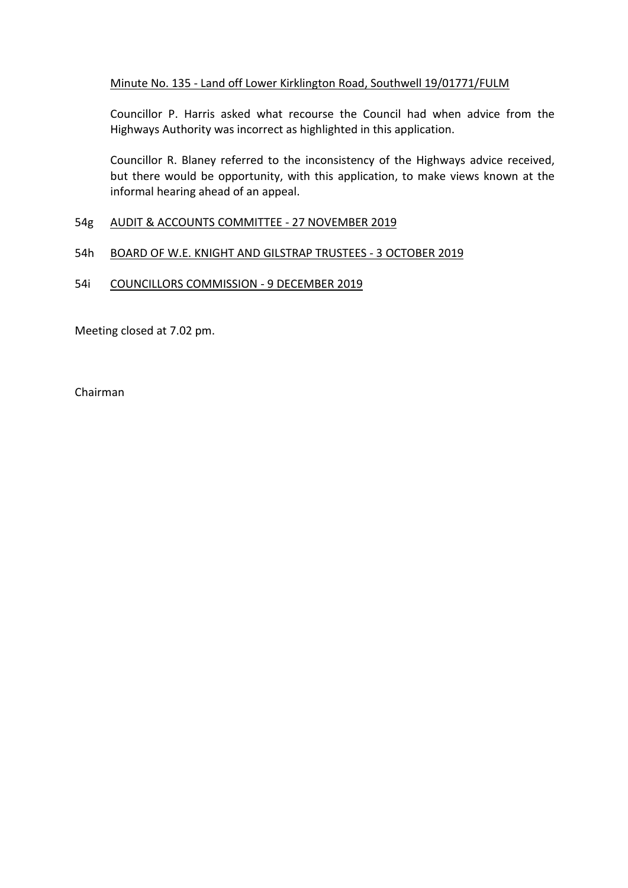Minute No. 135 - Land off Lower Kirklington Road, Southwell 19/01771/FULM

Councillor P. Harris asked what recourse the Council had when advice from the Highways Authority was incorrect as highlighted in this application.

Councillor R. Blaney referred to the inconsistency of the Highways advice received, but there would be opportunity, with this application, to make views known at the informal hearing ahead of an appeal.

54g AUDIT & ACCOUNTS COMMITTEE - 27 NOVEMBER 2019

54h BOARD OF W.E. KNIGHT AND GILSTRAP TRUSTEES - 3 OCTOBER 2019

54i COUNCILLORS COMMISSION - 9 DECEMBER 2019

Meeting closed at 7.02 pm.

Chairman